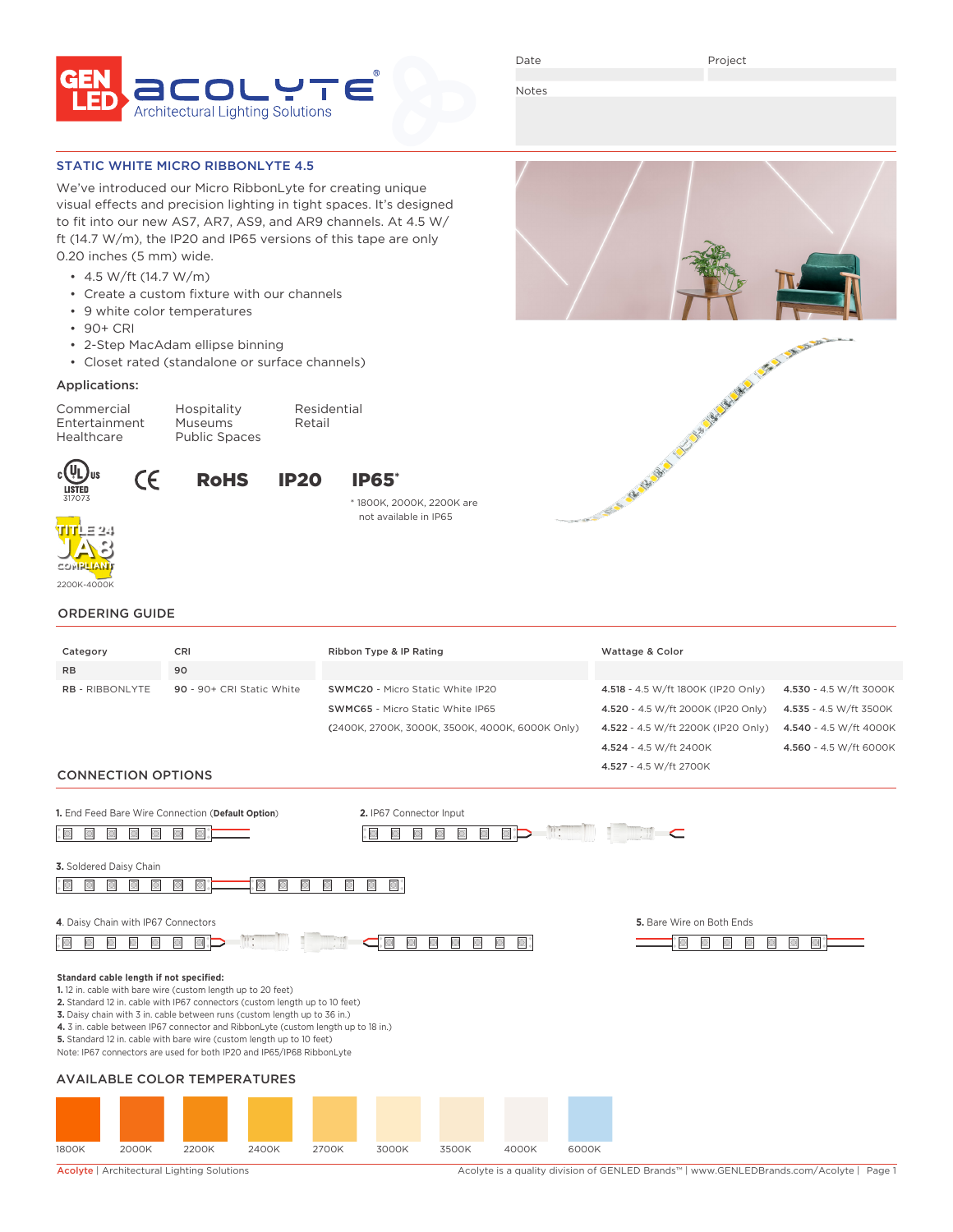GEN LED ACOLYTE® Architectural Lighting Solutions

Date | Project

Notes

## STATIC WHITE MICRO RIBBONLYTE 4.5

We've introduced our Micro RibbonLyte for creating unique visual effects and precision lighting in tight spaces. It's designed to fit into our new AS7, AR7, AS9, and AR9 channels. At 4.5 W/ft (14.7 W/m), the IP20 and IP65 versions of this tape are only 0.20 inches (5 mm) wide.

- 4.5 W/ft (14.7 W/m)
- Create a custom fixture with our channels
- 9 white color temperatures
- 90+ CRI
- 2-Step MacAdam ellipse binning
- Closet rated (standalone or surface channels)

### Applications:

Commercial
Entertainment
Healthcare
Hospitality
Museums
Public Spaces
Residential
Retail

c UL us LISTED 317073 | CE | RoHS | IP20 | IP65*

\* 1800K, 2000K, 2200K are not available in IP65

TITLE 24 JA8 COMPLIANT 2200K-4000K

## ORDERING GUIDE

| Category | CRI | Ribbon Type & IP Rating | Wattage & Color | |
|---|---|---|---|---|
| RB | 90 | | | |
| **RB** - RIBBONLYTE | **90** - 90+ CRI Static White | **SWMC20** - Micro Static White IP20 | **4.518** - 4.5 W/ft 1800K (IP20 Only) | **4.530** - 4.5 W/ft 3000K |
| | | **SWMC65** - Micro Static White IP65 | **4.520** - 4.5 W/ft 2000K (IP20 Only) | **4.535** - 4.5 W/ft 3500K |
| | | (2400K, 2700K, 3000K, 3500K, 4000K, 6000K Only) | **4.522** - 4.5 W/ft 2200K (IP20 Only) | **4.540** - 4.5 W/ft 4000K |
| | | | **4.524** - 4.5 W/ft 2400K | **4.560** - 4.5 W/ft 6000K |
| | | | **4.527** - 4.5 W/ft 2700K | |

## CONNECTION OPTIONS

1. End Feed Bare Wire Connection (**Default Option**)
2. IP67 Connector Input
3. Soldered Daisy Chain
4. Daisy Chain with IP67 Connectors
5. Bare Wire on Both Ends

**Standard cable length if not specified:**

1. 12 in. cable with bare wire (custom length up to 20 feet)
2. Standard 12 in. cable with IP67 connectors (custom length up to 10 feet)
3. Daisy chain with 3 in. cable between runs (custom length up to 36 in.)
4. 3 in. cable between IP67 connector and RibbonLyte (custom length up to 18 in.)
5. Standard 12 in. cable with bare wire (custom length up to 10 feet)

Note: IP67 connectors are used for both IP20 and IP65/IP68 RibbonLyte

## AVAILABLE COLOR TEMPERATURES

1800K | 2000K | 2200K | 2400K | 2700K | 3000K | 3500K | 4000K | 6000K

Acolyte | Architectural Lighting Solutions — Acolyte is a quality division of GENLED Brands™ | www.GENLEDBrands.com/Acolyte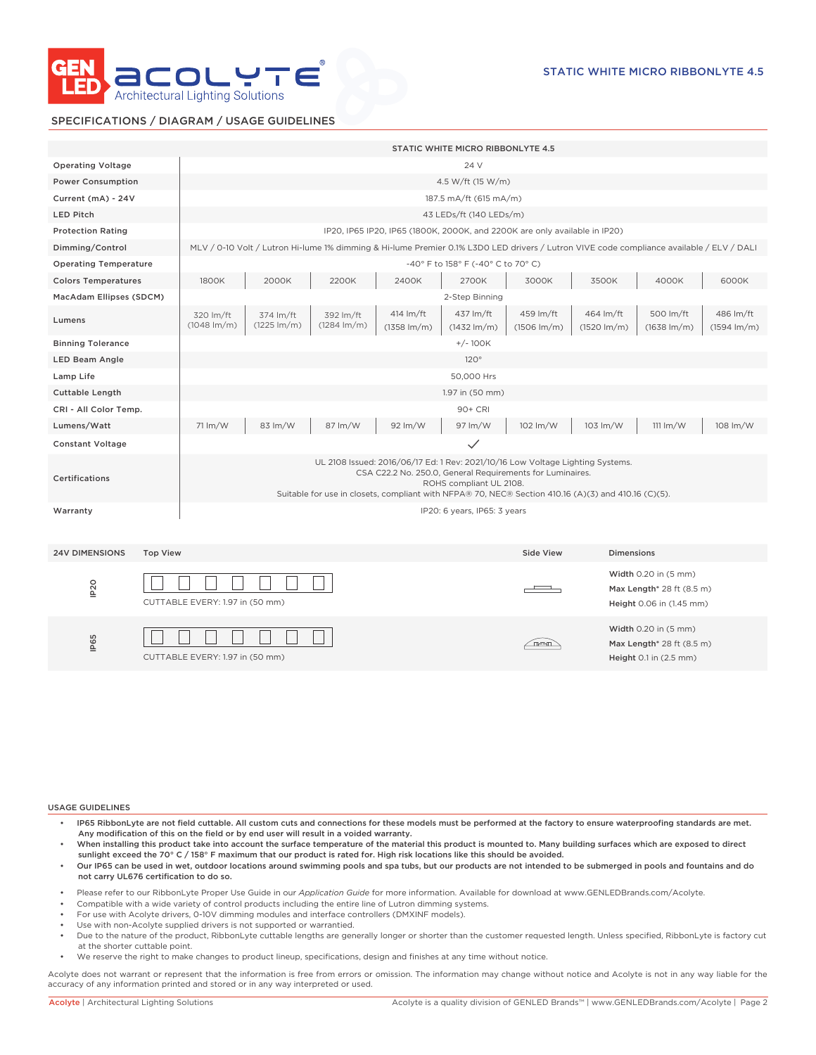STATIC WHITE MICRO RIBBONLYTE 4.5

## SPECIFICATIONS / DIAGRAM / USAGE GUIDELINES

| | STATIC WHITE MICRO RIBBONLYTE 4.5 | | | | | | | | |
|---|---|---|---|---|---|---|---|---|---|
| Operating Voltage | 24 V | | | | | | | | |
| Power Consumption | 4.5 W/ft (15 W/m) | | | | | | | | |
| Current (mA) - 24V | 187.5 mA/ft (615 mA/m) | | | | | | | | |
| LED Pitch | 43 LEDs/ft (140 LEDs/m) | | | | | | | | |
| Protection Rating | IP20, IP65 IP20, IP65 (1800K, 2000K, and 2200K are only available in IP20) | | | | | | | | |
| Dimming/Control | MLV / 0-10 Volt / Lutron Hi-lume 1% dimming & Hi-lume Premier 0.1% L3D0 LED drivers / Lutron VIVE code compliance available / ELV / DALI | | | | | | | | |
| Operating Temperature | -40° F to 158° F (-40° C to 70° C) | | | | | | | | |
| Colors Temperatures | 1800K | 2000K | 2200K | 2400K | 2700K | 3000K | 3500K | 4000K | 6000K |
| MacAdam Ellipses (SDCM) | 2-Step Binning | | | | | | | | |
| Lumens | 320 lm/ft (1048 lm/m) | 374 lm/ft (1225 lm/m) | 392 lm/ft (1284 lm/m) | 414 lm/ft (1358 lm/m) | 437 lm/ft (1432 lm/m) | 459 lm/ft (1506 lm/m) | 464 lm/ft (1520 lm/m) | 500 lm/ft (1638 lm/m) | 486 lm/ft (1594 lm/m) |
| Binning Tolerance | +/- 100K | | | | | | | | |
| LED Beam Angle | 120° | | | | | | | | |
| Lamp Life | 50,000 Hrs | | | | | | | | |
| Cuttable Length | 1.97 in (50 mm) | | | | | | | | |
| CRI - All Color Temp. | 90+ CRI | | | | | | | | |
| Lumens/Watt | 71 lm/W | 83 lm/W | 87 lm/W | 92 lm/W | 97 lm/W | 102 lm/W | 103 lm/W | 111 lm/W | 108 lm/W |
| Constant Voltage | ✓ | | | | | | | | |
| Certifications | UL 2108 Issued: 2016/06/17 Ed: 1 Rev: 2021/10/16 Low Voltage Lighting Systems. CSA C22.2 No. 250.0, General Requirements for Luminaires. ROHS compliant UL 2108. Suitable for use in closets, compliant with NFPA® 70, NEC® Section 410.16 (A)(3) and 410.16 (C)(5). | | | | | | | | |
| Warranty | IP20: 6 years, IP65: 3 years | | | | | | | | |

| 24V DIMENSIONS | Top View | Side View | Dimensions |
|---|---|---|---|
| IP20 | CUTTABLE EVERY: 1.97 in (50 mm) | | **Width** 0.20 in (5 mm) **Max Length*** 28 ft (8.5 m) **Height** 0.06 in (1.45 mm) |
| IP65 | CUTTABLE EVERY: 1.97 in (50 mm) | | **Width** 0.20 in (5 mm) **Max Length*** 28 ft (8.5 m) **Height** 0.1 in (2.5 mm) |

### USAGE GUIDELINES

- **IP65 RibbonLyte are not field cuttable. All custom cuts and connections for these models must be performed at the factory to ensure waterproofing standards are met. Any modification of this on the field or by end user will result in a voided warranty.**
- **When installing this product take into account the surface temperature of the material this product is mounted to. Many building surfaces which are exposed to direct sunlight exceed the 70° C / 158° F maximum that our product is rated for. High risk locations like this should be avoided.**
- **Our IP65 can be used in wet, outdoor locations around swimming pools and spa tubs, but our products are not intended to be submerged in pools and fountains and do not carry UL676 certification to do so.**
- Please refer to our RibbonLyte Proper Use Guide in our *Application Guide* for more information. Available for download at www.GENLEDBrands.com/Acolyte.
- Compatible with a wide variety of control products including the entire line of Lutron dimming systems.
- For use with Acolyte drivers, 0-10V dimming modules and interface controllers (DMXINF models).
- Use with non-Acolyte supplied drivers is not supported or warrantied.
- Due to the nature of the product, RibbonLyte cuttable lengths are generally longer or shorter than the customer requested length. Unless specified, RibbonLyte is factory cut at the shorter cuttable point.
- We reserve the right to make changes to product lineup, specifications, design and finishes at any time without notice.

Acolyte does not warrant or represent that the information is free from errors or omission. The information may change without notice and Acolyte is not in any way liable for the accuracy of any information printed and stored or in any way interpreted or used.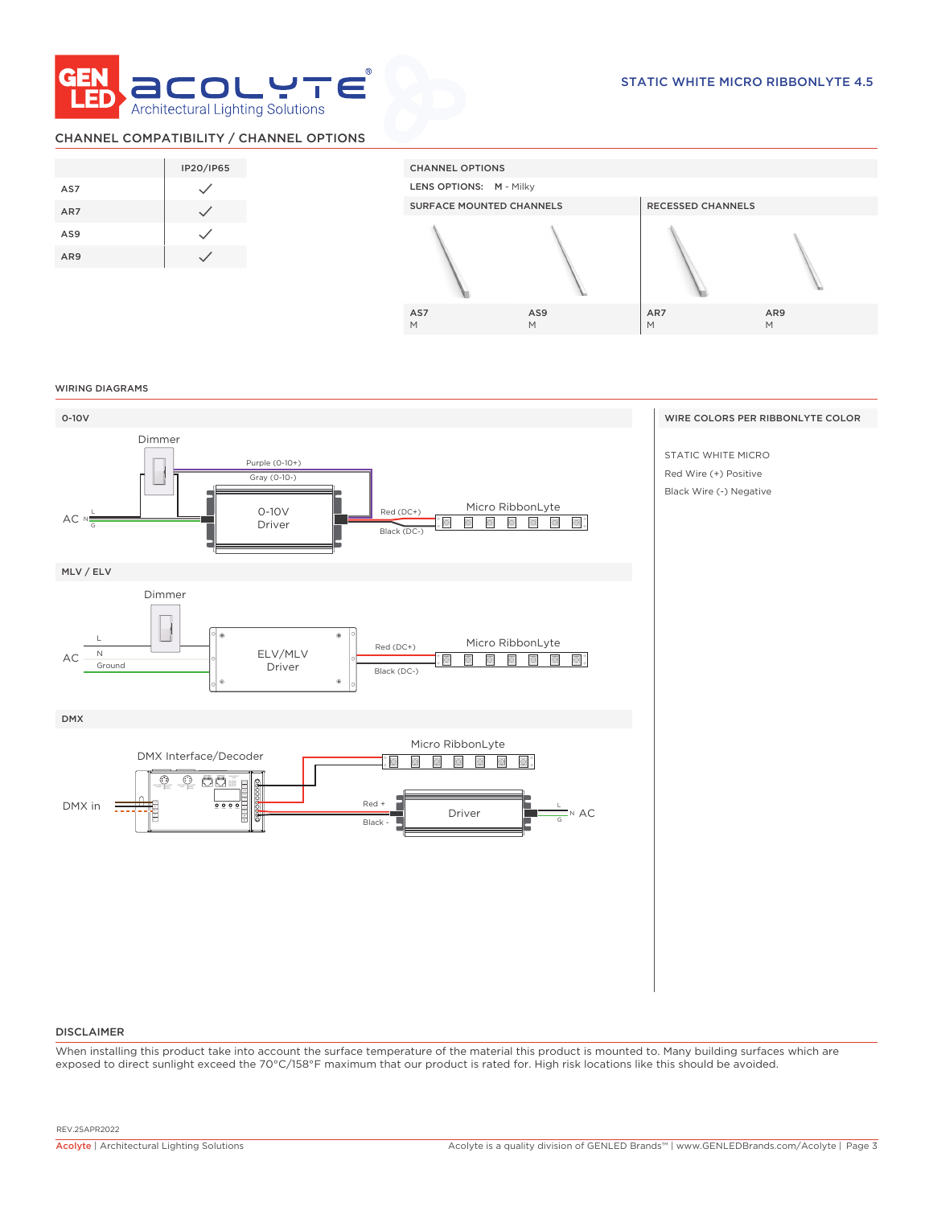## CHANNEL COMPATIBILITY / CHANNEL OPTIONS

| | IP20/IP65 |
|---|---|
| AS7 | ✓ |
| AR7 | ✓ |
| AS9 | ✓ |
| AR9 | ✓ |

**CHANNEL OPTIONS**

**LENS OPTIONS:** **M** - Milky

| SURFACE MOUNTED CHANNELS | | RECESSED CHANNELS | |
|---|---|---|---|
| AS7<br>M | AS9<br>M | AR7<br>M | AR9<br>M |

## WIRING DIAGRAMS

### 0-10V

Dimmer

Purple (0-10+)

Gray (0-10-)

AC L N G

0-10V Driver

Red (DC+)

Black (DC-)

Micro RibbonLyte

### MLV / ELV

Dimmer

AC L N Ground

ELV/MLV Driver

Red (DC+)

Black (DC-)

Micro RibbonLyte

### DMX

DMX Interface/Decoder

DMX in

Micro RibbonLyte

Red +

Black -

Driver

L N G AC

### WIRE COLORS PER RIBBONLYTE COLOR

STATIC WHITE MICRO

Red Wire (+) Positive

Black Wire (-) Negative

## DISCLAIMER

When installing this product take into account the surface temperature of the material this product is mounted to. Many building surfaces which are exposed to direct sunlight exceed the 70°C/158°F maximum that our product is rated for. High risk locations like this should be avoided.

REV.25APR2022